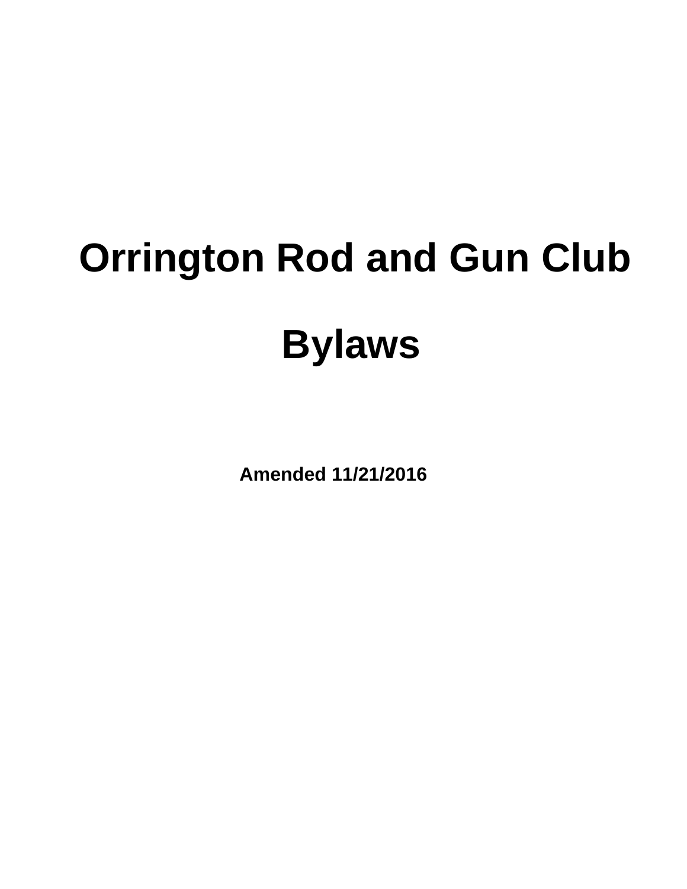# Orrington Rod and Gun Club

# Bylaws

**Amended 11/21/2016**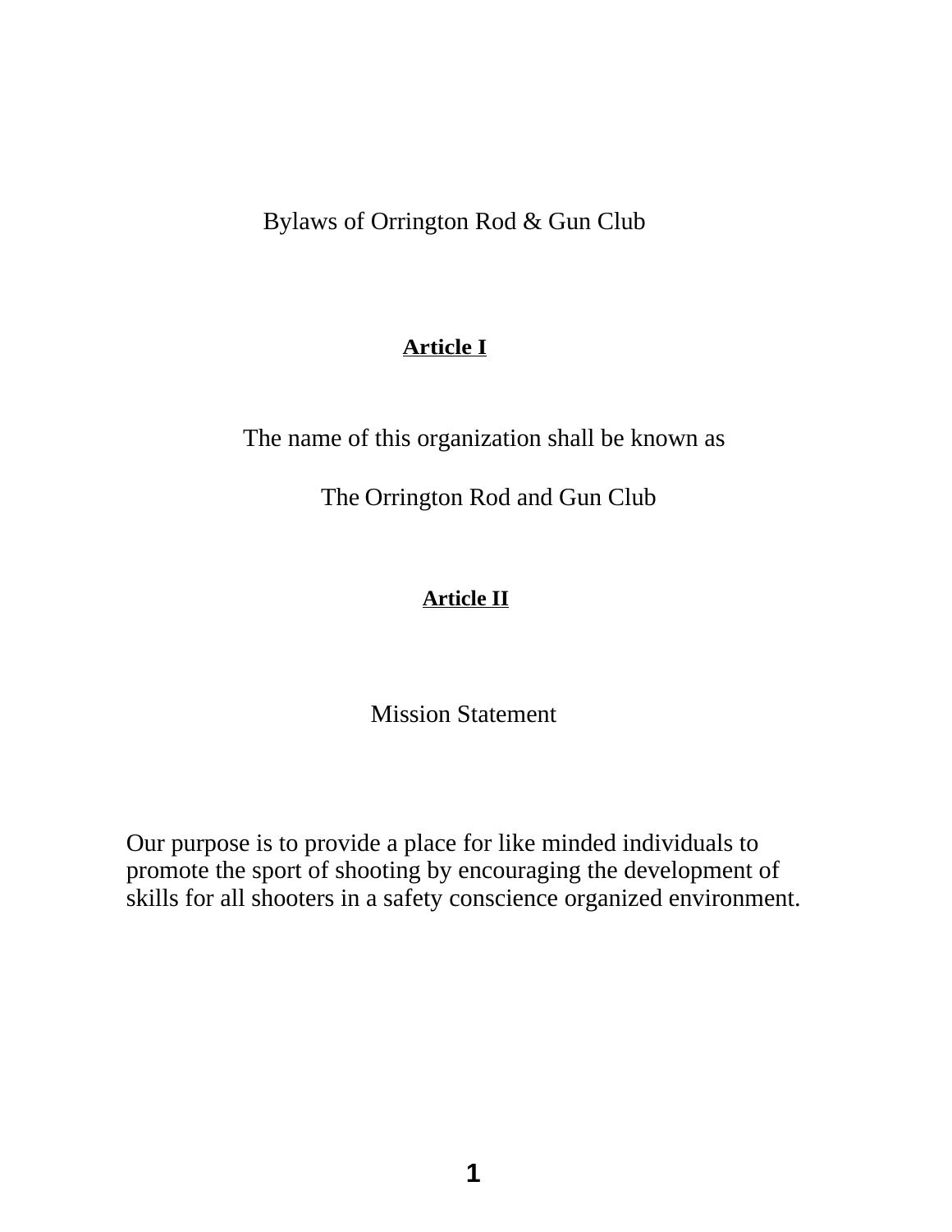# Bylaws of Orrington Rod & Gun Club

## Article I

The name of this organization shall be known as

The Orrington Rod and Gun Club

## Article II

Mission Statement

Our purpose is to provide a place for like minded individuals to promote the sport of shooting by encouraging the development of skills for all shooters in a safety conscience organized environment.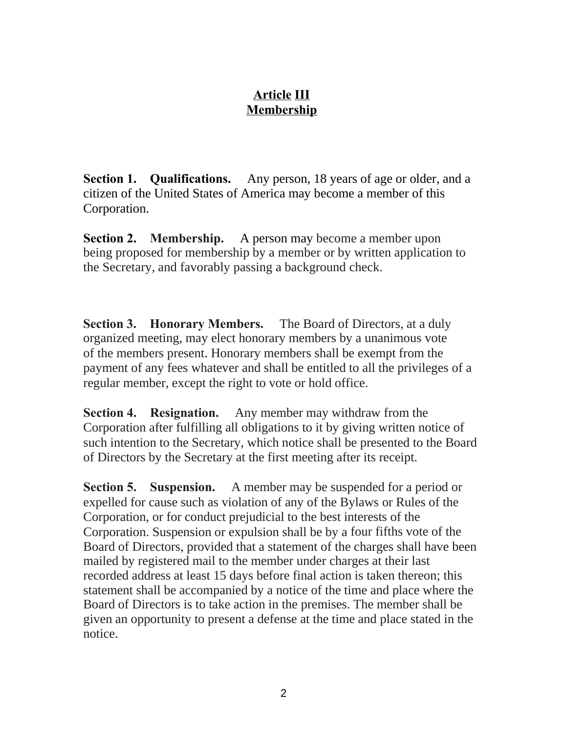# Article III
# Membership

**Section 1. Qualifications.** Any person, 18 years of age or older, and a citizen of the United States of America may become a member of this Corporation.

**Section 2. Membership.** A person may become a member upon being proposed for membership by a member or by written application to the Secretary, and favorably passing a background check.

**Section 3. Honorary Members.** The Board of Directors, at a duly organized meeting, may elect honorary members by a unanimous vote of the members present. Honorary members shall be exempt from the payment of any fees whatever and shall be entitled to all the privileges of a regular member, except the right to vote or hold office.

**Section 4. Resignation.** Any member may withdraw from the Corporation after fulfilling all obligations to it by giving written notice of such intention to the Secretary, which notice shall be presented to the Board of Directors by the Secretary at the first meeting after its receipt.

**Section 5. Suspension.** A member may be suspended for a period or expelled for cause such as violation of any of the Bylaws or Rules of the Corporation, or for conduct prejudicial to the best interests of the Corporation. Suspension or expulsion shall be by a four fifths vote of the Board of Directors, provided that a statement of the charges shall have been mailed by registered mail to the member under charges at their last recorded address at least 15 days before final action is taken thereon; this statement shall be accompanied by a notice of the time and place where the Board of Directors is to take action in the premises. The member shall be given an opportunity to present a defense at the time and place stated in the notice.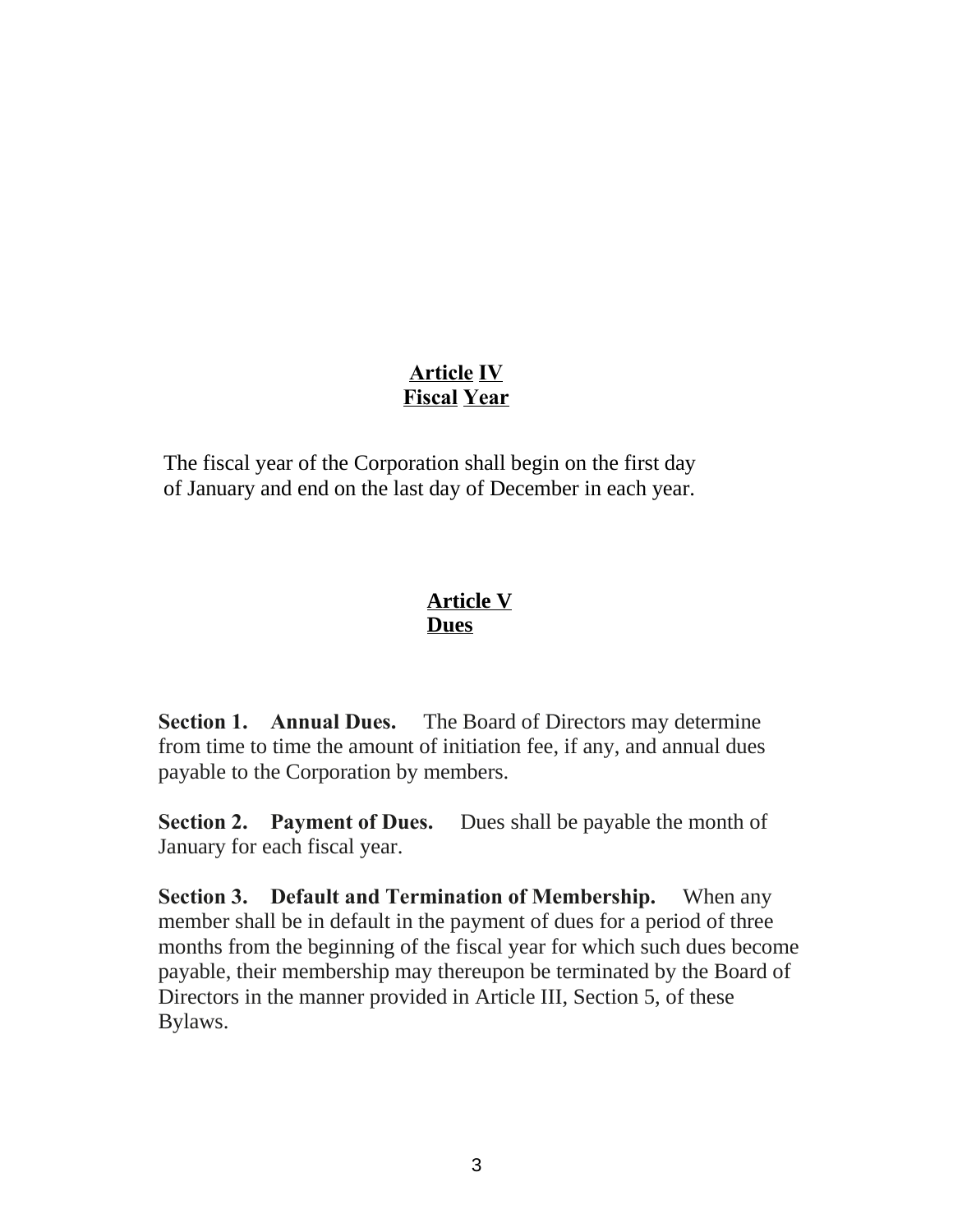## Article IV
## Fiscal Year

The fiscal year of the Corporation shall begin on the first day of January and end on the last day of December in each year.

## Article V
## Dues

**Section 1. Annual Dues.** The Board of Directors may determine from time to time the amount of initiation fee, if any, and annual dues payable to the Corporation by members.

**Section 2. Payment of Dues.** Dues shall be payable the month of January for each fiscal year.

**Section 3. Default and Termination of Membership.** When any member shall be in default in the payment of dues for a period of three months from the beginning of the fiscal year for which such dues become payable, their membership may thereupon be terminated by the Board of Directors in the manner provided in Article III, Section 5, of these Bylaws.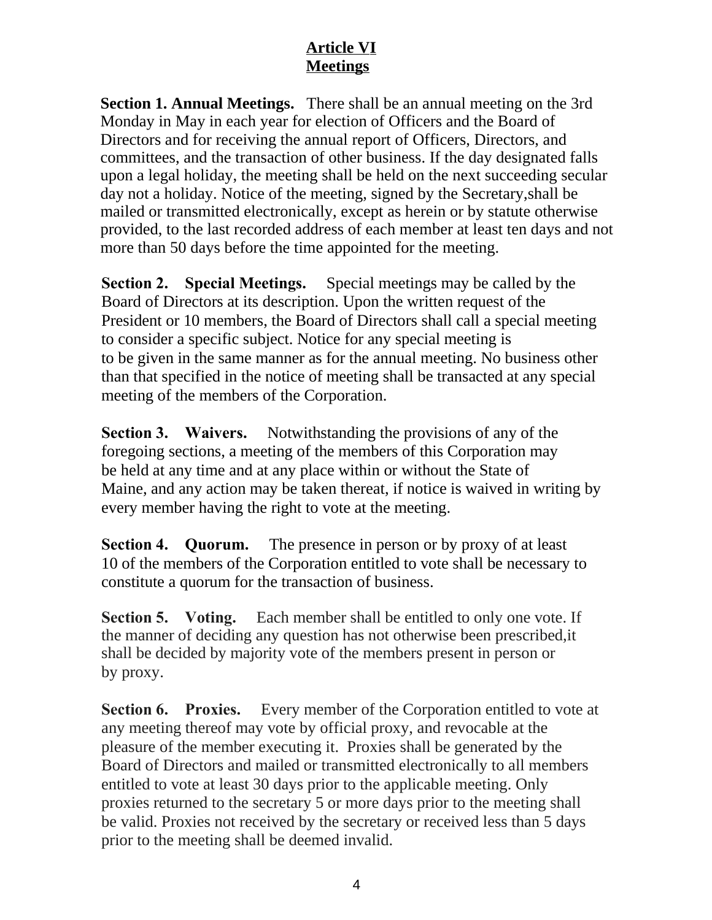# Article VI
## Meetings

**Section 1. Annual Meetings.** There shall be an annual meeting on the 3rd Monday in May in each year for election of Officers and the Board of Directors and for receiving the annual report of Officers, Directors, and committees, and the transaction of other business. If the day designated falls upon a legal holiday, the meeting shall be held on the next succeeding secular day not a holiday. Notice of the meeting, signed by the Secretary,shall be mailed or transmitted electronically, except as herein or by statute otherwise provided, to the last recorded address of each member at least ten days and not more than 50 days before the time appointed for the meeting.

**Section 2. Special Meetings.** Special meetings may be called by the Board of Directors at its description. Upon the written request of the President or 10 members, the Board of Directors shall call a special meeting to consider a specific subject. Notice for any special meeting is to be given in the same manner as for the annual meeting. No business other than that specified in the notice of meeting shall be transacted at any special meeting of the members of the Corporation.

**Section 3. Waivers.** Notwithstanding the provisions of any of the foregoing sections, a meeting of the members of this Corporation may be held at any time and at any place within or without the State of Maine, and any action may be taken thereat, if notice is waived in writing by every member having the right to vote at the meeting.

**Section 4. Quorum.** The presence in person or by proxy of at least 10 of the members of the Corporation entitled to vote shall be necessary to constitute a quorum for the transaction of business.

**Section 5. Voting.** Each member shall be entitled to only one vote. If the manner of deciding any question has not otherwise been prescribed,it shall be decided by majority vote of the members present in person or by proxy.

**Section 6. Proxies.** Every member of the Corporation entitled to vote at any meeting thereof may vote by official proxy, and revocable at the pleasure of the member executing it. Proxies shall be generated by the Board of Directors and mailed or transmitted electronically to all members entitled to vote at least 30 days prior to the applicable meeting. Only proxies returned to the secretary 5 or more days prior to the meeting shall be valid. Proxies not received by the secretary or received less than 5 days prior to the meeting shall be deemed invalid.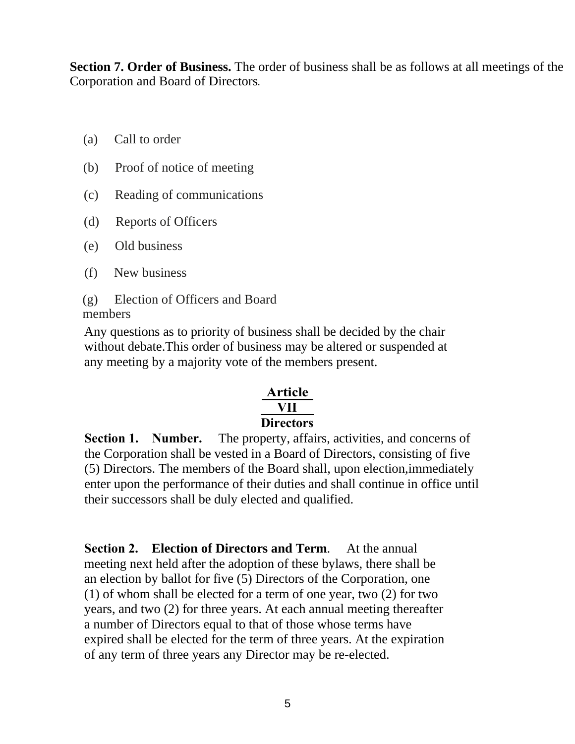**Section 7. Order of Business.** The order of business shall be as follows at all meetings of the Corporation and Board of Directors.

(a) Call to order

(b) Proof of notice of meeting

(c) Reading of communications

(d) Reports of Officers

(e) Old business

(f) New business

(g) Election of Officers and Board members

Any questions as to priority of business shall be decided by the chair without debate.This order of business may be altered or suspended at any meeting by a majority vote of the members present.

## Article VII
## Directors

**Section 1. Number.** The property, affairs, activities, and concerns of the Corporation shall be vested in a Board of Directors, consisting of five (5) Directors. The members of the Board shall, upon election,immediately enter upon the performance of their duties and shall continue in office until their successors shall be duly elected and qualified.

**Section 2. Election of Directors and Term**. At the annual meeting next held after the adoption of these bylaws, there shall be an election by ballot for five (5) Directors of the Corporation, one (1) of whom shall be elected for a term of one year, two (2) for two years, and two (2) for three years. At each annual meeting thereafter a number of Directors equal to that of those whose terms have expired shall be elected for the term of three years. At the expiration of any term of three years any Director may be re-elected.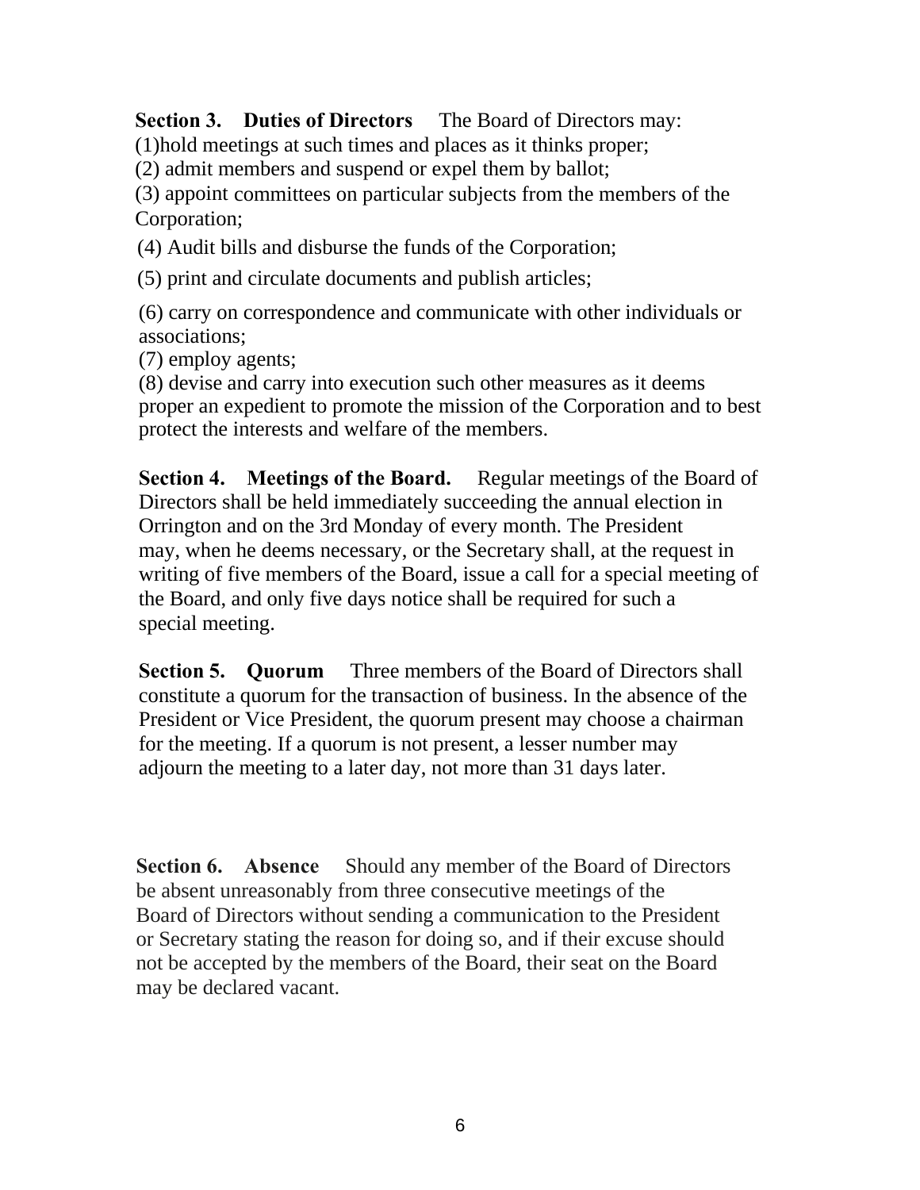**Section 3. Duties of Directors** The Board of Directors may:

(1)hold meetings at such times and places as it thinks proper;

(2) admit members and suspend or expel them by ballot;

(3) appoint committees on particular subjects from the members of the Corporation;

(4) Audit bills and disburse the funds of the Corporation;

(5) print and circulate documents and publish articles;

(6) carry on correspondence and communicate with other individuals or associations;

(7) employ agents;

(8) devise and carry into execution such other measures as it deems proper an expedient to promote the mission of the Corporation and to best protect the interests and welfare of the members.

**Section 4. Meetings of the Board.** Regular meetings of the Board of Directors shall be held immediately succeeding the annual election in Orrington and on the 3rd Monday of every month. The President may, when he deems necessary, or the Secretary shall, at the request in writing of five members of the Board, issue a call for a special meeting of the Board, and only five days notice shall be required for such a special meeting.

**Section 5. Quorum** Three members of the Board of Directors shall constitute a quorum for the transaction of business. In the absence of the President or Vice President, the quorum present may choose a chairman for the meeting. If a quorum is not present, a lesser number may adjourn the meeting to a later day, not more than 31 days later.

**Section 6. Absence** Should any member of the Board of Directors be absent unreasonably from three consecutive meetings of the Board of Directors without sending a communication to the President or Secretary stating the reason for doing so, and if their excuse should not be accepted by the members of the Board, their seat on the Board may be declared vacant.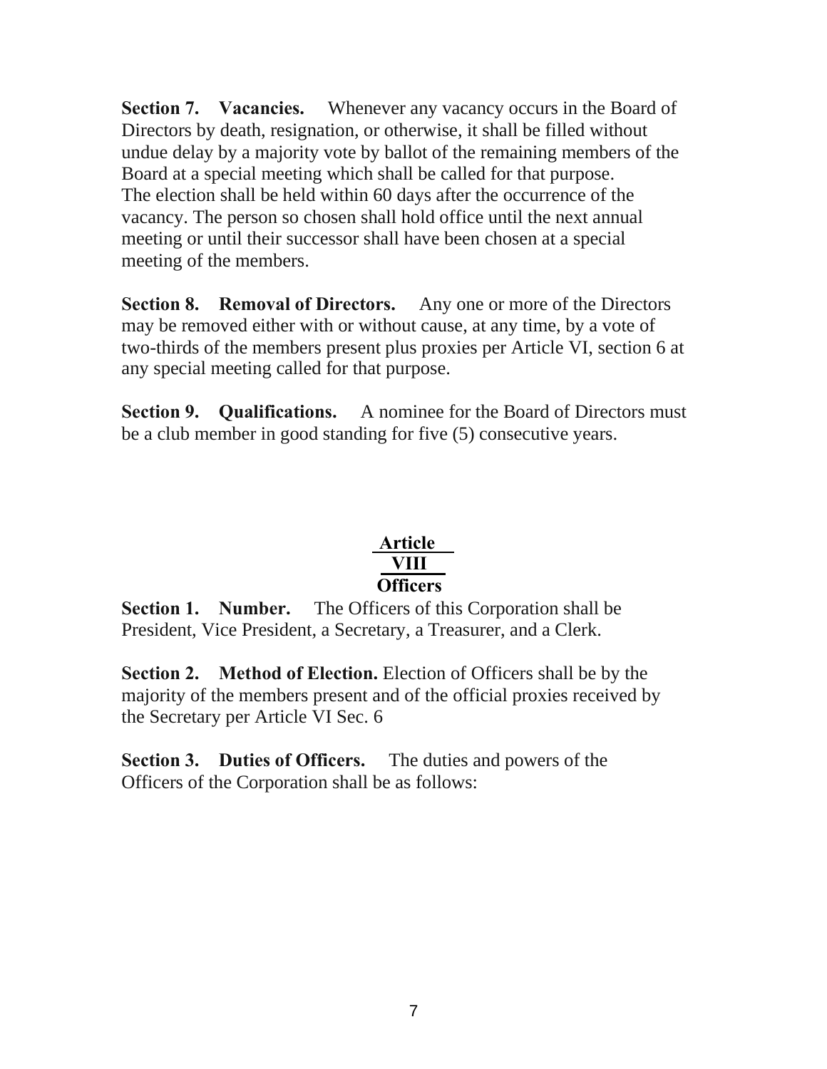**Section 7. Vacancies.** Whenever any vacancy occurs in the Board of Directors by death, resignation, or otherwise, it shall be filled without undue delay by a majority vote by ballot of the remaining members of the Board at a special meeting which shall be called for that purpose. The election shall be held within 60 days after the occurrence of the vacancy. The person so chosen shall hold office until the next annual meeting or until their successor shall have been chosen at a special meeting of the members.

**Section 8. Removal of Directors.** Any one or more of the Directors may be removed either with or without cause, at any time, by a vote of two-thirds of the members present plus proxies per Article VI, section 6 at any special meeting called for that purpose.

**Section 9. Qualifications.** A nominee for the Board of Directors must be a club member in good standing for five (5) consecutive years.

## Article VIII
## Officers

**Section 1. Number.** The Officers of this Corporation shall be President, Vice President, a Secretary, a Treasurer, and a Clerk.

**Section 2. Method of Election.** Election of Officers shall be by the majority of the members present and of the official proxies received by the Secretary per Article VI Sec. 6

**Section 3. Duties of Officers.** The duties and powers of the Officers of the Corporation shall be as follows: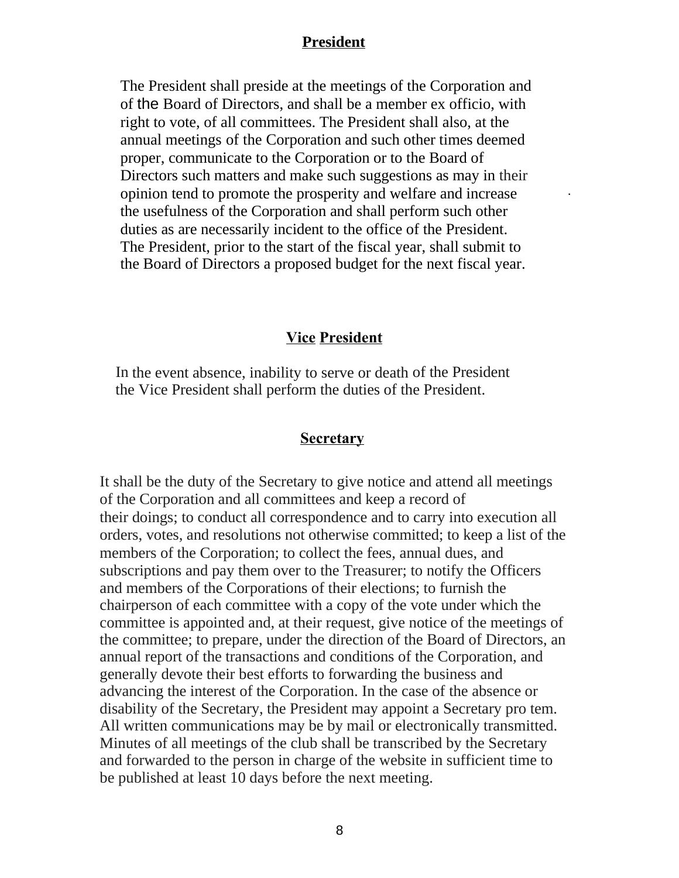## **President**

The President shall preside at the meetings of the Corporation and of the Board of Directors, and shall be a member ex officio, with right to vote, of all committees. The President shall also, at the annual meetings of the Corporation and such other times deemed proper, communicate to the Corporation or to the Board of Directors such matters and make such suggestions as may in their opinion tend to promote the prosperity and welfare and increase the usefulness of the Corporation and shall perform such other duties as are necessarily incident to the office of the President. The President, prior to the start of the fiscal year, shall submit to the Board of Directors a proposed budget for the next fiscal year.

## **Vice President**

In the event absence, inability to serve or death of the President the Vice President shall perform the duties of the President.

## **Secretary**

It shall be the duty of the Secretary to give notice and attend all meetings of the Corporation and all committees and keep a record of their doings; to conduct all correspondence and to carry into execution all orders, votes, and resolutions not otherwise committed; to keep a list of the members of the Corporation; to collect the fees, annual dues, and subscriptions and pay them over to the Treasurer; to notify the Officers and members of the Corporations of their elections; to furnish the chairperson of each committee with a copy of the vote under which the committee is appointed and, at their request, give notice of the meetings of the committee; to prepare, under the direction of the Board of Directors, an annual report of the transactions and conditions of the Corporation, and generally devote their best efforts to forwarding the business and advancing the interest of the Corporation. In the case of the absence or disability of the Secretary, the President may appoint a Secretary pro tem. All written communications may be by mail or electronically transmitted. Minutes of all meetings of the club shall be transcribed by the Secretary and forwarded to the person in charge of the website in sufficient time to be published at least 10 days before the next meeting.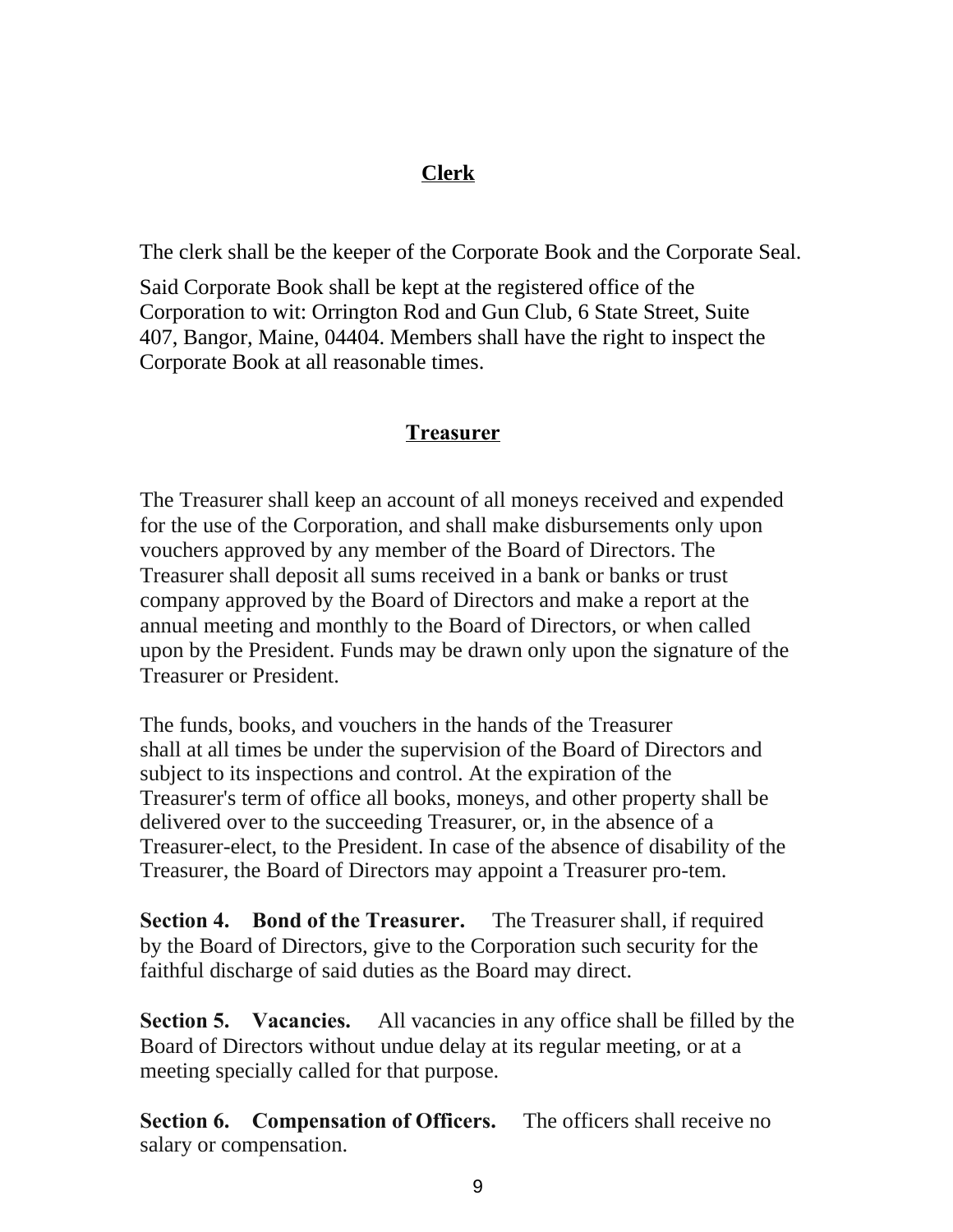## Clerk

The clerk shall be the keeper of the Corporate Book and the Corporate Seal.

Said Corporate Book shall be kept at the registered office of the Corporation to wit: Orrington Rod and Gun Club, 6 State Street, Suite 407, Bangor, Maine, 04404. Members shall have the right to inspect the Corporate Book at all reasonable times.

## Treasurer

The Treasurer shall keep an account of all moneys received and expended for the use of the Corporation, and shall make disbursements only upon vouchers approved by any member of the Board of Directors. The Treasurer shall deposit all sums received in a bank or banks or trust company approved by the Board of Directors and make a report at the annual meeting and monthly to the Board of Directors, or when called upon by the President. Funds may be drawn only upon the signature of the Treasurer or President.

The funds, books, and vouchers in the hands of the Treasurer shall at all times be under the supervision of the Board of Directors and subject to its inspections and control. At the expiration of the Treasurer's term of office all books, moneys, and other property shall be delivered over to the succeeding Treasurer, or, in the absence of a Treasurer-elect, to the President. In case of the absence of disability of the Treasurer, the Board of Directors may appoint a Treasurer pro-tem.

**Section 4. Bond of the Treasurer.** The Treasurer shall, if required by the Board of Directors, give to the Corporation such security for the faithful discharge of said duties as the Board may direct.

**Section 5. Vacancies.** All vacancies in any office shall be filled by the Board of Directors without undue delay at its regular meeting, or at a meeting specially called for that purpose.

**Section 6. Compensation of Officers.** The officers shall receive no salary or compensation.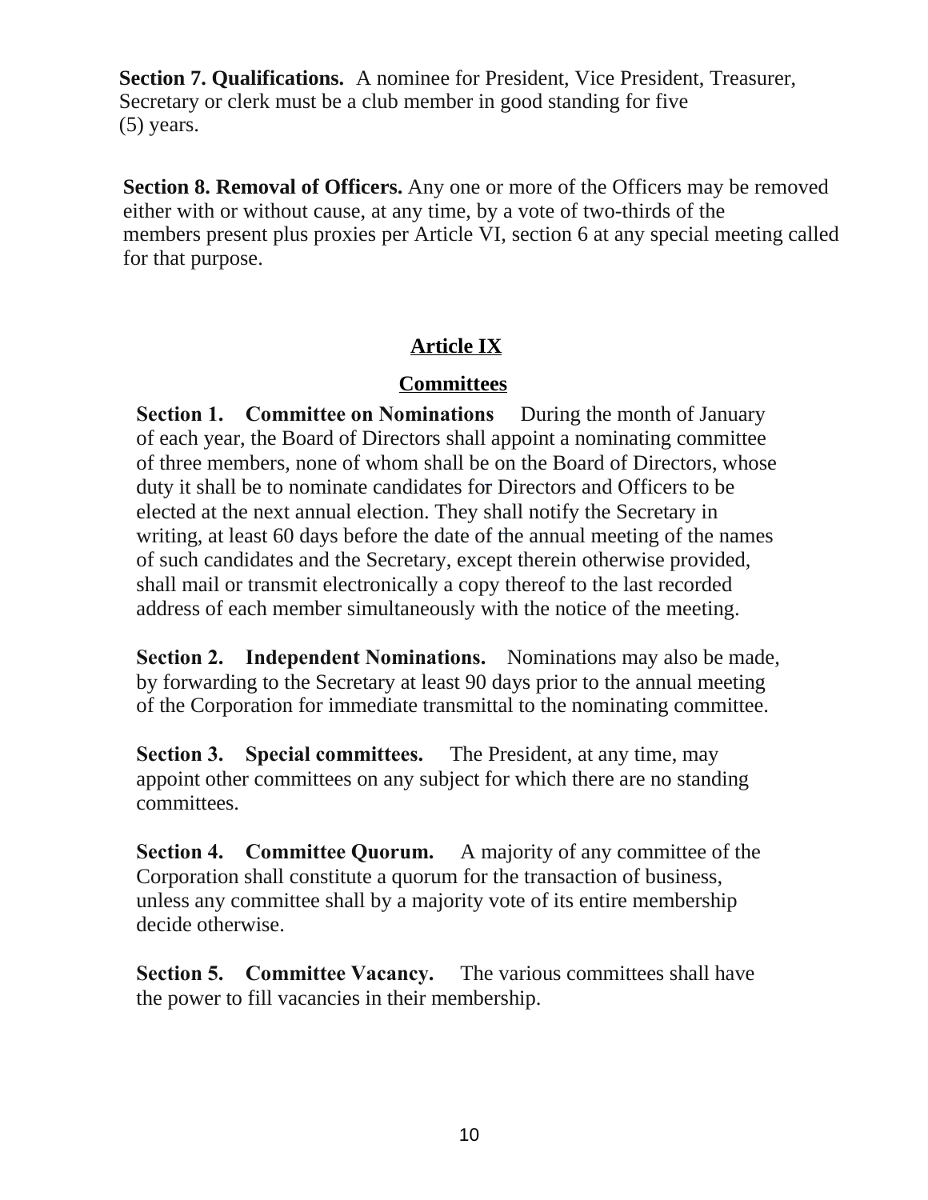**Section 7. Qualifications.** A nominee for President, Vice President, Treasurer, Secretary or clerk must be a club member in good standing for five (5) years.

**Section 8. Removal of Officers.** Any one or more of the Officers may be removed either with or without cause, at any time, by a vote of two-thirds of the members present plus proxies per Article VI, section 6 at any special meeting called for that purpose.

## Article IX

## Committees

**Section 1. Committee on Nominations** During the month of January of each year, the Board of Directors shall appoint a nominating committee of three members, none of whom shall be on the Board of Directors, whose duty it shall be to nominate candidates for Directors and Officers to be elected at the next annual election. They shall notify the Secretary in writing, at least 60 days before the date of the annual meeting of the names of such candidates and the Secretary, except therein otherwise provided, shall mail or transmit electronically a copy thereof to the last recorded address of each member simultaneously with the notice of the meeting.

**Section 2. Independent Nominations.** Nominations may also be made, by forwarding to the Secretary at least 90 days prior to the annual meeting of the Corporation for immediate transmittal to the nominating committee.

**Section 3. Special committees.** The President, at any time, may appoint other committees on any subject for which there are no standing committees.

**Section 4. Committee Quorum.** A majority of any committee of the Corporation shall constitute a quorum for the transaction of business, unless any committee shall by a majority vote of its entire membership decide otherwise.

**Section 5. Committee Vacancy.** The various committees shall have the power to fill vacancies in their membership.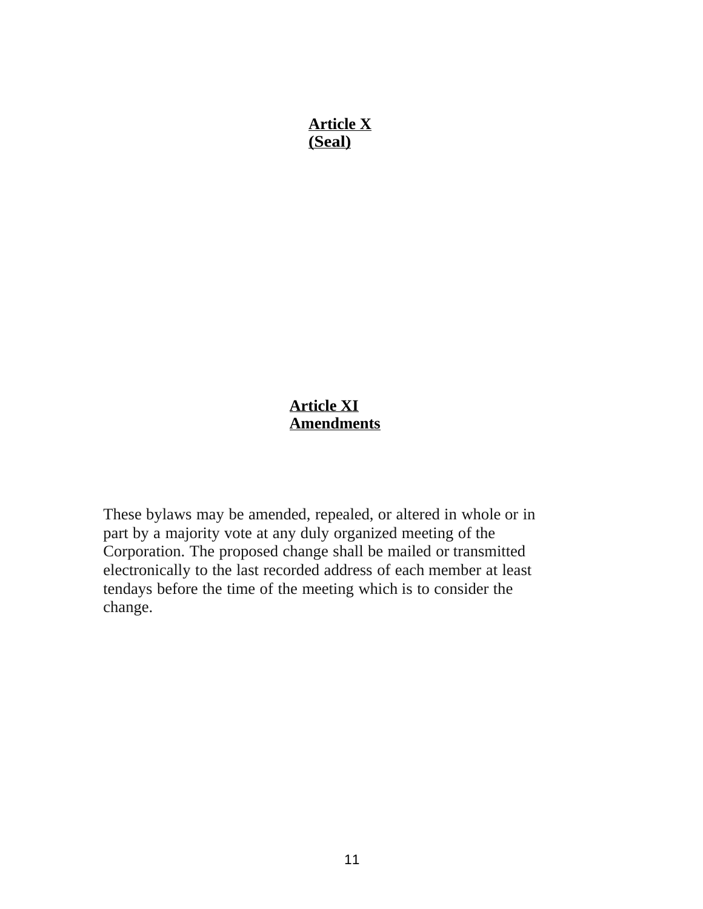## Article X
## (Seal)

## Article XI
## Amendments

These bylaws may be amended, repealed, or altered in whole or in part by a majority vote at any duly organized meeting of the Corporation. The proposed change shall be mailed or transmitted electronically to the last recorded address of each member at least tendays before the time of the meeting which is to consider the change.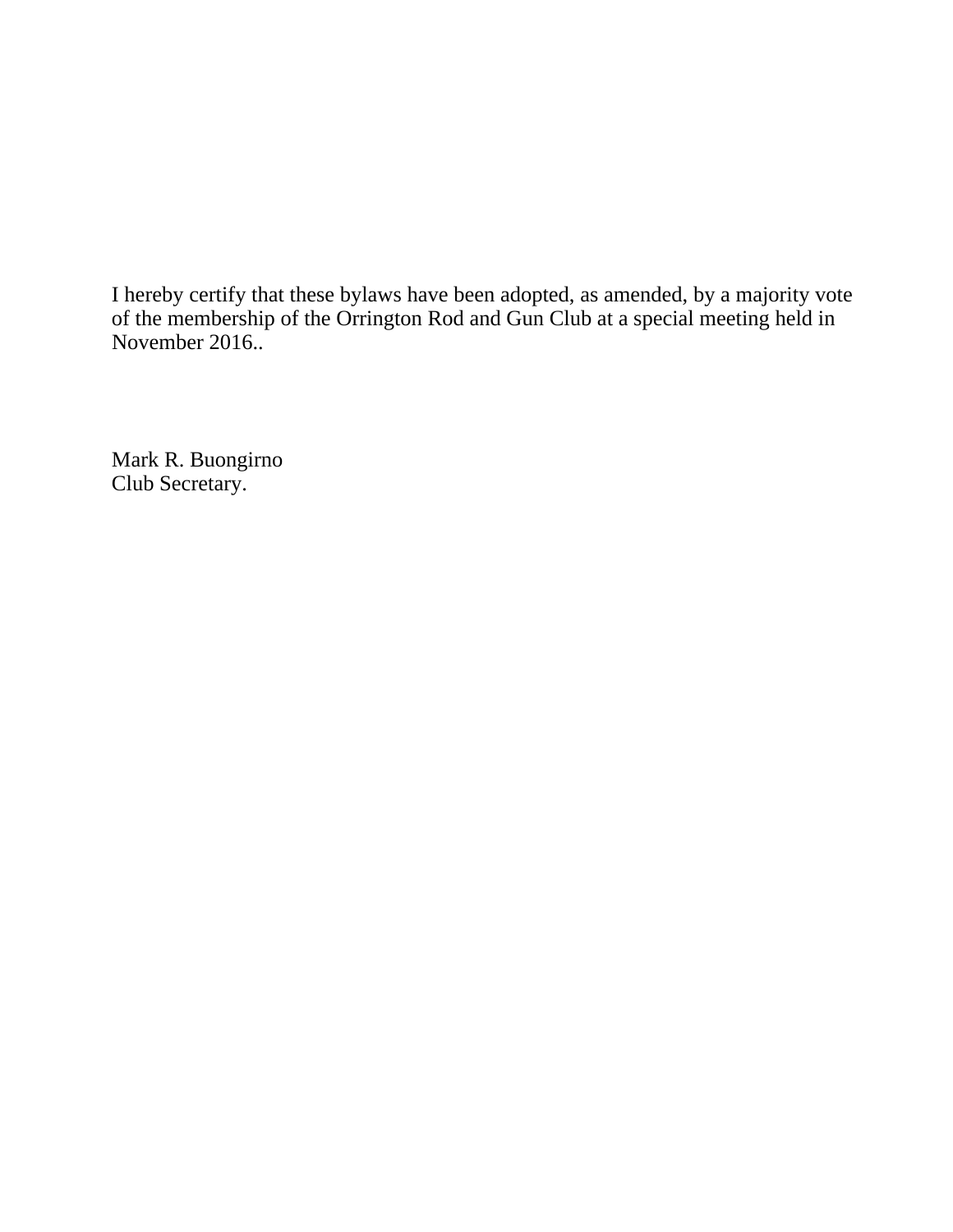I hereby certify that these bylaws have been adopted, as amended, by a majority vote of the membership of the Orrington Rod and Gun Club at a special meeting held in November 2016..

Mark R. Buongirno
Club Secretary.